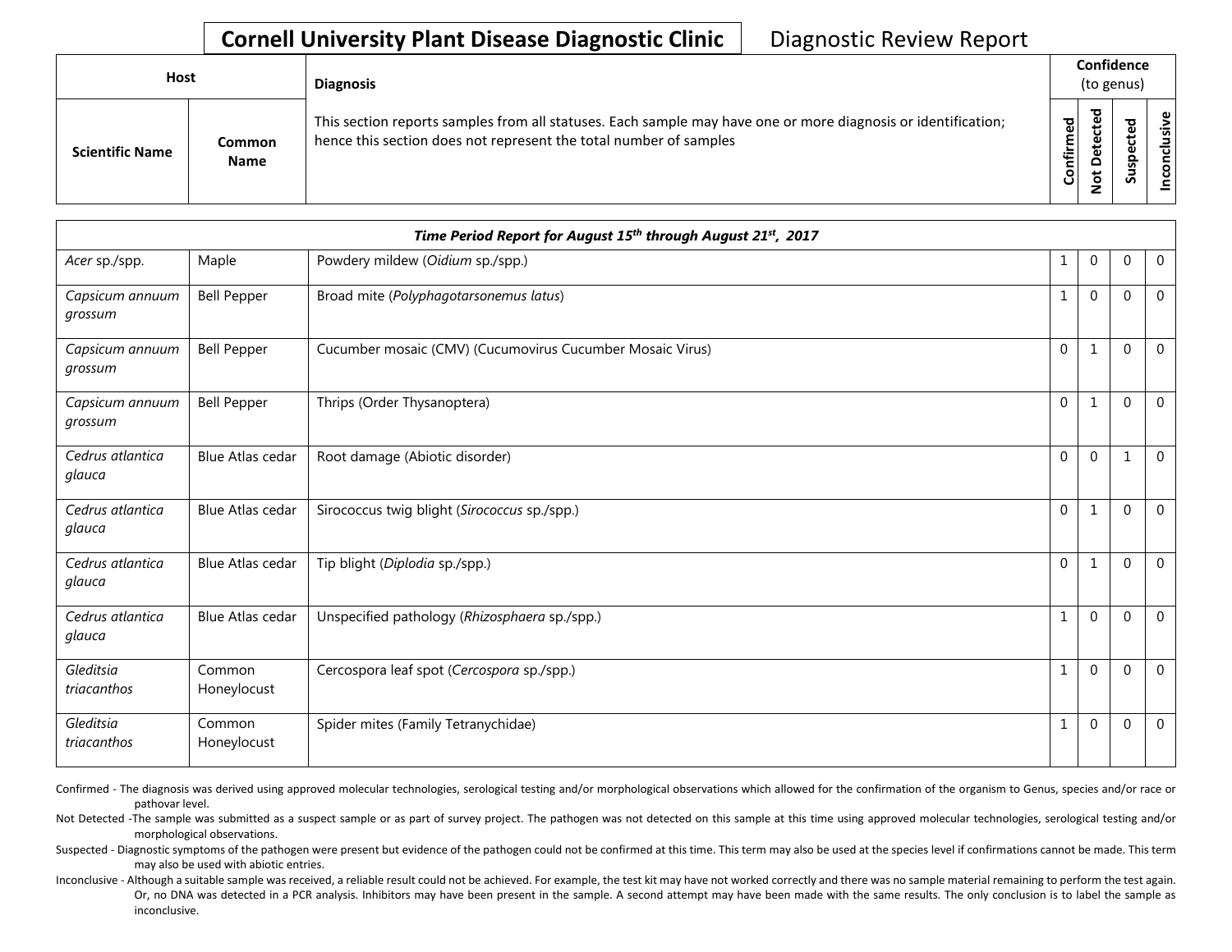# Cornell University Plant Disease Diagnostic Clinic — Diagnostic Review Report

| Host | | Diagnosis | Confidence (to genus) | | | |
|---|---|---|---|---|---|---|
| **Scientific Name** | **Common Name** | This section reports samples from all statuses. Each sample may have one or more diagnosis or identification; hence this section does not represent the total number of samples | **Confirmed** | **Not Detected** | **Suspected** | **Inconclusive** |
| ***Time Period Report for August 15th through August 21st, 2017*** | | | | | | |
| *Acer* sp./spp. | Maple | Powdery mildew (*Oidium* sp./spp.) | 1 | 0 | 0 | 0 |
| *Capsicum annuum grossum* | Bell Pepper | Broad mite (*Polyphagotarsonemus latus*) | 1 | 0 | 0 | 0 |
| *Capsicum annuum grossum* | Bell Pepper | Cucumber mosaic (CMV) (Cucumovirus Cucumber Mosaic Virus) | 0 | 1 | 0 | 0 |
| *Capsicum annuum grossum* | Bell Pepper | Thrips (Order Thysanoptera) | 0 | 1 | 0 | 0 |
| *Cedrus atlantica glauca* | Blue Atlas cedar | Root damage (Abiotic disorder) | 0 | 0 | 1 | 0 |
| *Cedrus atlantica glauca* | Blue Atlas cedar | Sirococcus twig blight (*Sirococcus* sp./spp.) | 0 | 1 | 0 | 0 |
| *Cedrus atlantica glauca* | Blue Atlas cedar | Tip blight (*Diplodia* sp./spp.) | 0 | 1 | 0 | 0 |
| *Cedrus atlantica glauca* | Blue Atlas cedar | Unspecified pathology (*Rhizosphaera* sp./spp.) | 1 | 0 | 0 | 0 |
| *Gleditsia triacanthos* | Common Honeylocust | Cercospora leaf spot (*Cercospora* sp./spp.) | 1 | 0 | 0 | 0 |
| *Gleditsia triacanthos* | Common Honeylocust | Spider mites (Family Tetranychidae) | 1 | 0 | 0 | 0 |

Confirmed - The diagnosis was derived using approved molecular technologies, serological testing and/or morphological observations which allowed for the confirmation of the organism to Genus, species and/or race or pathovar level.

Not Detected -The sample was submitted as a suspect sample or as part of survey project. The pathogen was not detected on this sample at this time using approved molecular technologies, serological testing and/or morphological observations.

Suspected - Diagnostic symptoms of the pathogen were present but evidence of the pathogen could not be confirmed at this time. This term may also be used at the species level if confirmations cannot be made. This term may also be used with abiotic entries.

Inconclusive - Although a suitable sample was received, a reliable result could not be achieved. For example, the test kit may have not worked correctly and there was no sample material remaining to perform the test again. Or, no DNA was detected in a PCR analysis. Inhibitors may have been present in the sample. A second attempt may have been made with the same results. The only conclusion is to label the sample as inconclusive.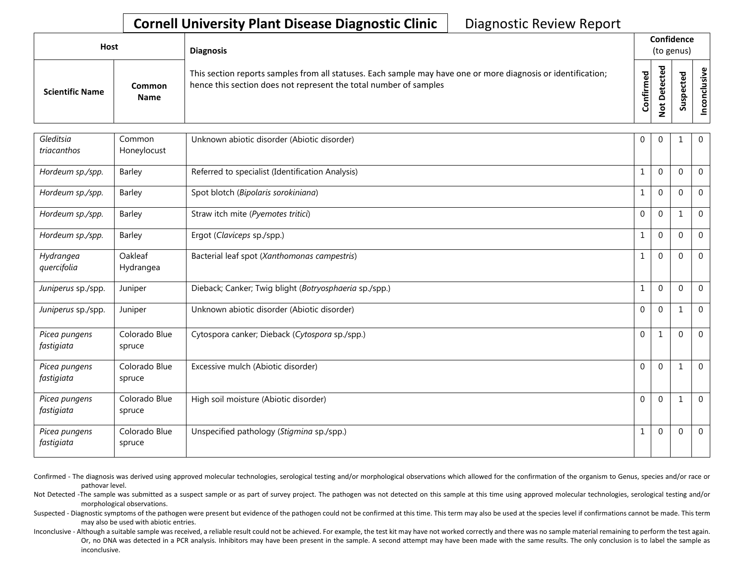## Cornell University Plant Disease Diagnostic Clinic — Diagnostic Review Report

| Host | | Diagnosis | Confidence (to genus) | | | |
|---|---|---|---|---|---|---|
| Scientific Name | Common Name | This section reports samples from all statuses. Each sample may have one or more diagnosis or identification; hence this section does not represent the total number of samples | Confirmed | Not Detected | Suspected | Inconclusive |
| *Gleditsia triacanthos* | Common Honeylocust | Unknown abiotic disorder (Abiotic disorder) | 0 | 0 | 1 | 0 |
| *Hordeum sp./spp.* | Barley | Referred to specialist (Identification Analysis) | 1 | 0 | 0 | 0 |
| *Hordeum sp./spp.* | Barley | Spot blotch (*Bipolaris sorokiniana*) | 1 | 0 | 0 | 0 |
| *Hordeum sp./spp.* | Barley | Straw itch mite (*Pyemotes tritici*) | 0 | 0 | 1 | 0 |
| *Hordeum sp./spp.* | Barley | Ergot (*Claviceps* sp./spp.) | 1 | 0 | 0 | 0 |
| *Hydrangea quercifolia* | Oakleaf Hydrangea | Bacterial leaf spot (*Xanthomonas campestris*) | 1 | 0 | 0 | 0 |
| *Juniperus* sp./spp. | Juniper | Dieback; Canker; Twig blight (*Botryosphaeria* sp./spp.) | 1 | 0 | 0 | 0 |
| *Juniperus* sp./spp. | Juniper | Unknown abiotic disorder (Abiotic disorder) | 0 | 0 | 1 | 0 |
| *Picea pungens fastigiata* | Colorado Blue spruce | Cytospora canker; Dieback (*Cytospora* sp./spp.) | 0 | 1 | 0 | 0 |
| *Picea pungens fastigiata* | Colorado Blue spruce | Excessive mulch (Abiotic disorder) | 0 | 0 | 1 | 0 |
| *Picea pungens fastigiata* | Colorado Blue spruce | High soil moisture (Abiotic disorder) | 0 | 0 | 1 | 0 |
| *Picea pungens fastigiata* | Colorado Blue spruce | Unspecified pathology (*Stigmina* sp./spp.) | 1 | 0 | 0 | 0 |

Confirmed - The diagnosis was derived using approved molecular technologies, serological testing and/or morphological observations which allowed for the confirmation of the organism to Genus, species and/or race or pathovar level.

Not Detected -The sample was submitted as a suspect sample or as part of survey project. The pathogen was not detected on this sample at this time using approved molecular technologies, serological testing and/or morphological observations.

Suspected - Diagnostic symptoms of the pathogen were present but evidence of the pathogen could not be confirmed at this time. This term may also be used at the species level if confirmations cannot be made. This term may also be used with abiotic entries.

Inconclusive - Although a suitable sample was received, a reliable result could not be achieved. For example, the test kit may have not worked correctly and there was no sample material remaining to perform the test again. Or, no DNA was detected in a PCR analysis. Inhibitors may have been present in the sample. A second attempt may have been made with the same results. The only conclusion is to label the sample as inconclusive.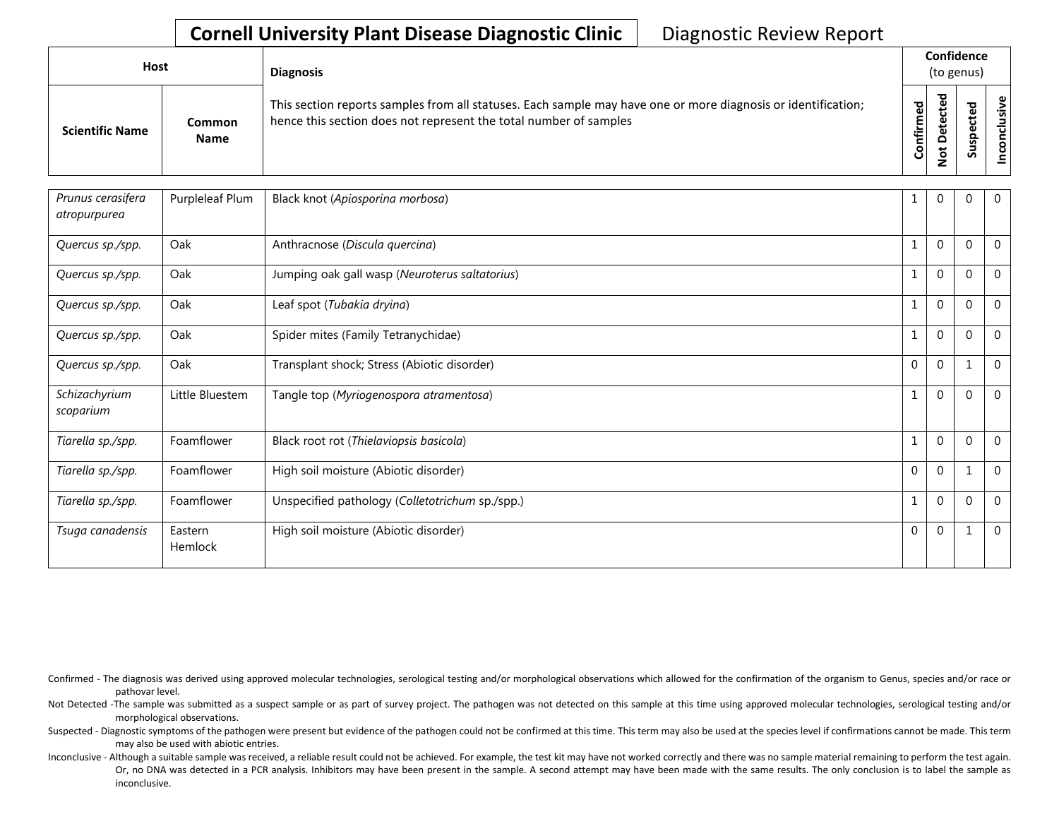# Cornell University Plant Disease Diagnostic Clinic

Diagnostic Review Report

| Host | | Diagnosis | Confidence (to genus) | | | |
|---|---|---|---|---|---|---|
| Scientific Name | Common Name | This section reports samples from all statuses. Each sample may have one or more diagnosis or identification; hence this section does not represent the total number of samples | Confirmed | Not Detected | Suspected | Inconclusive |
| *Prunus cerasifera atropurpurea* | Purpleleaf Plum | Black knot (*Apiosporina morbosa*) | 1 | 0 | 0 | 0 |
| *Quercus sp./spp.* | Oak | Anthracnose (*Discula quercina*) | 1 | 0 | 0 | 0 |
| *Quercus sp./spp.* | Oak | Jumping oak gall wasp (*Neuroterus saltatorius*) | 1 | 0 | 0 | 0 |
| *Quercus sp./spp.* | Oak | Leaf spot (*Tubakia dryina*) | 1 | 0 | 0 | 0 |
| *Quercus sp./spp.* | Oak | Spider mites (Family Tetranychidae) | 1 | 0 | 0 | 0 |
| *Quercus sp./spp.* | Oak | Transplant shock; Stress (Abiotic disorder) | 0 | 0 | 1 | 0 |
| *Schizachyrium scoparium* | Little Bluestem | Tangle top (*Myriogenospora atramentosa*) | 1 | 0 | 0 | 0 |
| *Tiarella sp./spp.* | Foamflower | Black root rot (*Thielaviopsis basicola*) | 1 | 0 | 0 | 0 |
| *Tiarella sp./spp.* | Foamflower | High soil moisture (Abiotic disorder) | 0 | 0 | 1 | 0 |
| *Tiarella sp./spp.* | Foamflower | Unspecified pathology (*Colletotrichum* sp./spp.) | 1 | 0 | 0 | 0 |
| *Tsuga canadensis* | Eastern Hemlock | High soil moisture (Abiotic disorder) | 0 | 0 | 1 | 0 |

Confirmed - The diagnosis was derived using approved molecular technologies, serological testing and/or morphological observations which allowed for the confirmation of the organism to Genus, species and/or race or pathovar level.

Not Detected -The sample was submitted as a suspect sample or as part of survey project. The pathogen was not detected on this sample at this time using approved molecular technologies, serological testing and/or morphological observations.

Suspected - Diagnostic symptoms of the pathogen were present but evidence of the pathogen could not be confirmed at this time. This term may also be used at the species level if confirmations cannot be made. This term may also be used with abiotic entries.

Inconclusive - Although a suitable sample was received, a reliable result could not be achieved. For example, the test kit may have not worked correctly and there was no sample material remaining to perform the test again. Or, no DNA was detected in a PCR analysis. Inhibitors may have been present in the sample. A second attempt may have been made with the same results. The only conclusion is to label the sample as inconclusive.